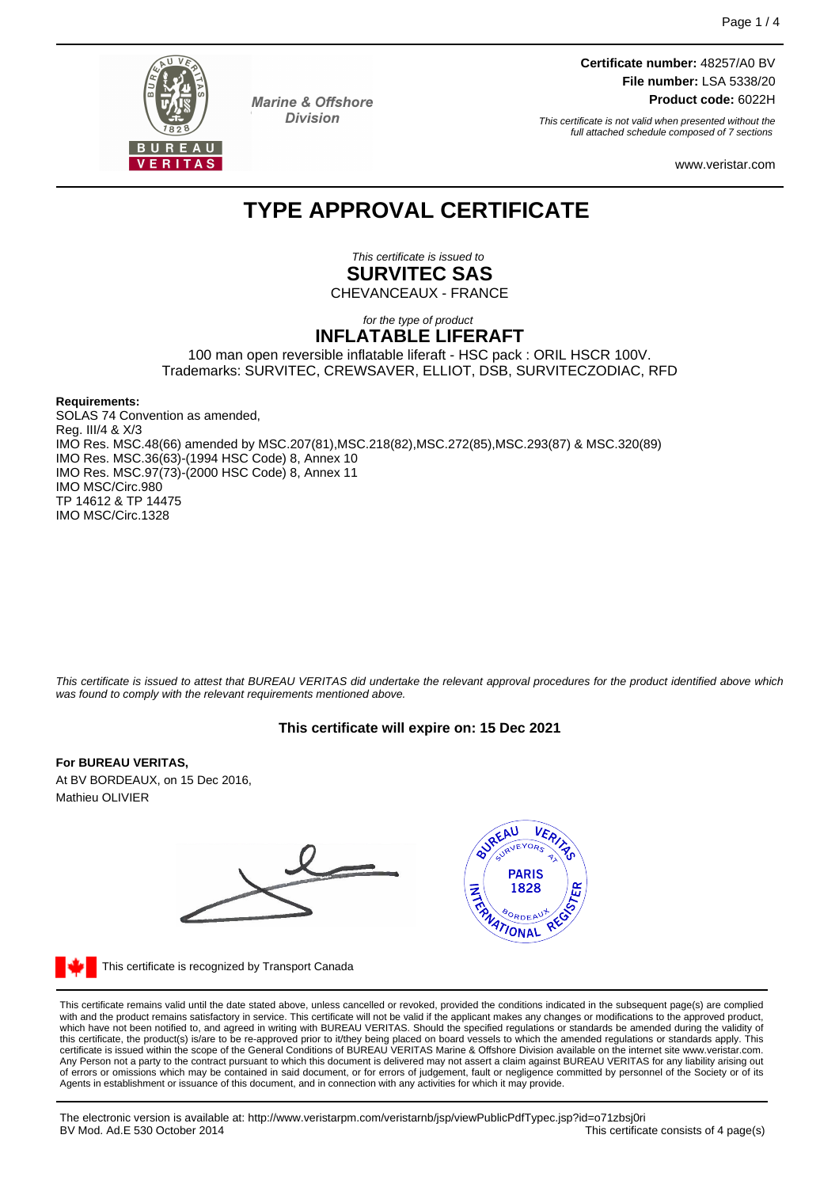Marine & Offshore Division

**Certificate number:** 48257/A0 BV
**File number:** LSA 5338/20
**Product code:** 6022H

*This certificate is not valid when presented without the full attached schedule composed of 7 sections*

www.veristar.com

# TYPE APPROVAL CERTIFICATE

*This certificate is issued to*

**SURVITEC SAS**

CHEVANCEAUX - FRANCE

*for the type of product*

**INFLATABLE LIFERAFT**

100 man open reversible inflatable liferaft - HSC pack : ORIL HSCR 100V.
Trademarks: SURVITEC, CREWSAVER, ELLIOT, DSB, SURVITECZODIAC, RFD

**Requirements:**

SOLAS 74 Convention as amended,
Reg. III/4 & X/3
IMO Res. MSC.48(66) amended by MSC.207(81),MSC.218(82),MSC.272(85),MSC.293(87) & MSC.320(89)
IMO Res. MSC.36(63)-(1994 HSC Code) 8, Annex 10
IMO Res. MSC.97(73)-(2000 HSC Code) 8, Annex 11
IMO MSC/Circ.980
TP 14612 & TP 14475
IMO MSC/Circ.1328

*This certificate is issued to attest that BUREAU VERITAS did undertake the relevant approval procedures for the product identified above which was found to comply with the relevant requirements mentioned above.*

**This certificate will expire on: 15 Dec 2021**

**For BUREAU VERITAS,**
At BV BORDEAUX, on 15 Dec 2016,
Mathieu OLIVIER

This certificate is recognized by Transport Canada

This certificate remains valid until the date stated above, unless cancelled or revoked, provided the conditions indicated in the subsequent page(s) are complied with and the product remains satisfactory in service. This certificate will not be valid if the applicant makes any changes or modifications to the approved product, which have not been notified to, and agreed in writing with BUREAU VERITAS. Should the specified regulations or standards be amended during the validity of this certificate, the product(s) is/are to be re-approved prior to it/they being placed on board vessels to which the amended regulations or standards apply. This certificate is issued within the scope of the General Conditions of BUREAU VERITAS Marine & Offshore Division available on the internet site www.veristar.com. Any Person not a party to the contract pursuant to which this document is delivered may not assert a claim against BUREAU VERITAS for any liability arising out of errors or omissions which may be contained in said document, or for errors of judgement, fault or negligence committed by personnel of the Society or of its Agents in establishment or issuance of this document, and in connection with any activities for which it may provide.

The electronic version is available at: http://www.veristarpm.com/veristarnb/jsp/viewPublicPdfTypec.jsp?id=o71zbsj0ri
BV Mod. Ad.E 530 October 2014 This certificate consists of 4 page(s)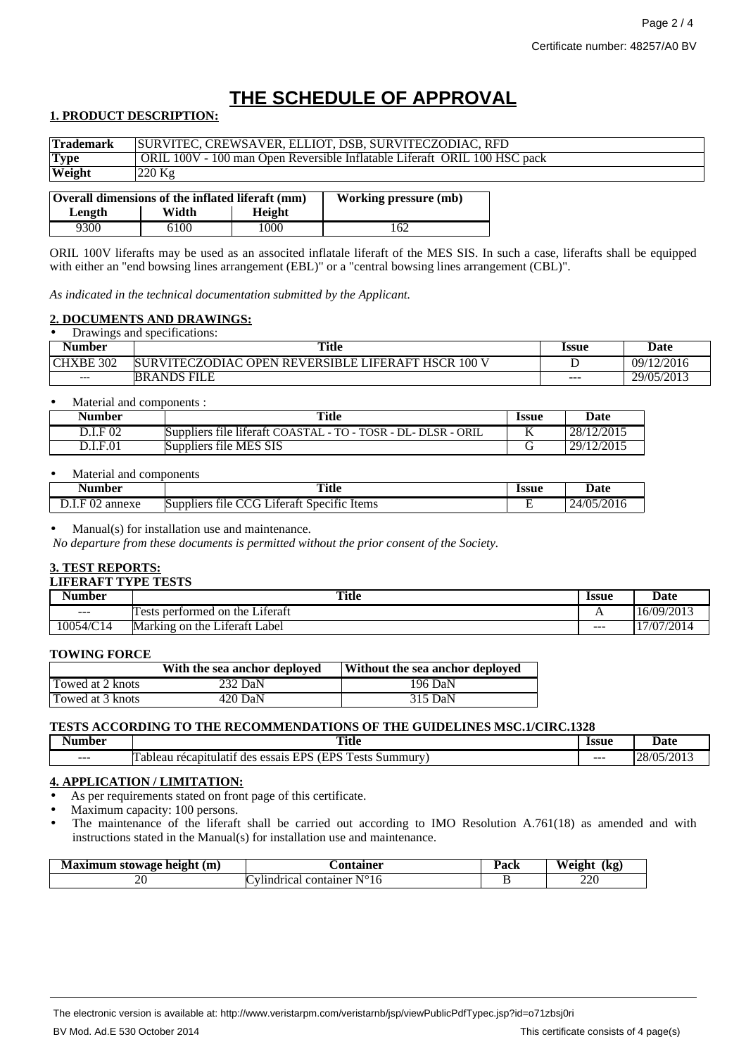# THE SCHEDULE OF APPROVAL

## 1. PRODUCT DESCRIPTION:

| | |
|---|---|
| **Trademark** | SURVITEC, CREWSAVER, ELLIOT, DSB, SURVITECZODIAC, RFD |
| **Type** | ORIL 100V - 100 man Open Reversible Inflatable Liferaft ORIL 100 HSC pack |
| **Weight** | 220 Kg |

| Overall dimensions of the inflated liferaft (mm) | | | Working pressure (mb) |
|---|---|---|---|
| Length | Width | Height | |
| 9300 | 6100 | 1000 | 162 |

ORIL 100V liferafts may be used as an associted inflatale liferaft of the MES SIS. In such a case, liferafts shall be equipped with either an "end bowsing lines arrangement (EBL)" or a "central bowsing lines arrangement (CBL)".

*As indicated in the technical documentation submitted by the Applicant.*

## 2. DOCUMENTS AND DRAWINGS:

- Drawings and specifications:

| Number | Title | Issue | Date |
|---|---|---|---|
| CHXBE 302 | SURVITECZODIAC OPEN REVERSIBLE LIFERAFT HSCR 100 V | D | 09/12/2016 |
| --- | BRANDS FILE | --- | 29/05/2013 |

- Material and components :

| Number | Title | Issue | Date |
|---|---|---|---|
| D.I.F 02 | Suppliers file liferaft COASTAL - TO - TOSR - DL- DLSR - ORIL | K | 28/12/2015 |
| D.I.F.01 | Suppliers file MES SIS | G | 29/12/2015 |

- Material and components

| Number | Title | Issue | Date |
|---|---|---|---|
| D.I.F 02 annexe | Suppliers file CCG Liferaft Specific Items | E | 24/05/2016 |

- Manual(s) for installation use and maintenance.

*No departure from these documents is permitted without the prior consent of the Society.*

## 3. TEST REPORTS:

### LIFERAFT TYPE TESTS

| Number | Title | Issue | Date |
|---|---|---|---|
| --- | Tests performed on the Liferaft | A | 16/09/2013 |
| 10054/C14 | Marking on the Liferaft Label | --- | 17/07/2014 |

### TOWING FORCE

| | With the sea anchor deployed | Without the sea anchor deployed |
|---|---|---|
| Towed at 2 knots | 232 DaN | 196 DaN |
| Towed at 3 knots | 420 DaN | 315 DaN |

### TESTS ACCORDING TO THE RECOMMENDATIONS OF THE GUIDELINES MSC.1/CIRC.1328

| Number | Title | Issue | Date |
|---|---|---|---|
| --- | Tableau récapitulatif des essais EPS (EPS Tests Summury) | --- | 28/05/2013 |

## 4. APPLICATION / LIMITATION:

- As per requirements stated on front page of this certificate.
- Maximum capacity: 100 persons.
- The maintenance of the liferaft shall be carried out according to IMO Resolution A.761(18) as amended and with instructions stated in the Manual(s) for installation use and maintenance.

| Maximum stowage height (m) | Container | Pack | Weight (kg) |
|---|---|---|---|
| 20 | Cylindrical container N°16 | B | 220 |

The electronic version is available at: http://www.veristarpm.com/veristarnb/jsp/viewPublicPdfTypec.jsp?id=o71zbsj0ri

BV Mod. Ad.E 530 October 2014

This certificate consists of 4 page(s)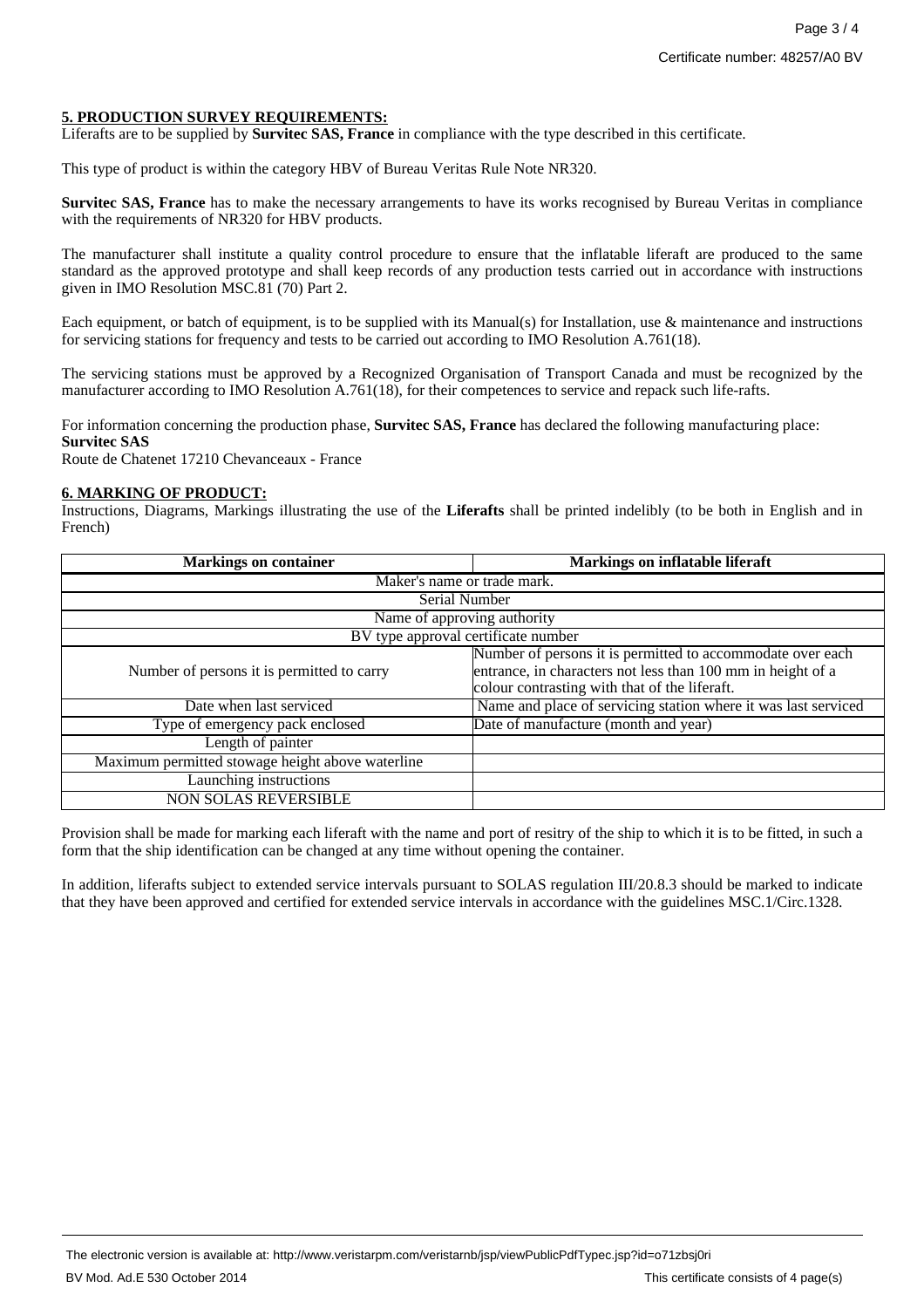## 5. PRODUCTION SURVEY REQUIREMENTS:

Liferafts are to be supplied by **Survitec SAS, France** in compliance with the type described in this certificate.

This type of product is within the category HBV of Bureau Veritas Rule Note NR320.

**Survitec SAS, France** has to make the necessary arrangements to have its works recognised by Bureau Veritas in compliance with the requirements of NR320 for HBV products.

The manufacturer shall institute a quality control procedure to ensure that the inflatable liferaft are produced to the same standard as the approved prototype and shall keep records of any production tests carried out in accordance with instructions given in IMO Resolution MSC.81 (70) Part 2.

Each equipment, or batch of equipment, is to be supplied with its Manual(s) for Installation, use & maintenance and instructions for servicing stations for frequency and tests to be carried out according to IMO Resolution A.761(18).

The servicing stations must be approved by a Recognized Organisation of Transport Canada and must be recognized by the manufacturer according to IMO Resolution A.761(18), for their competences to service and repack such life-rafts.

For information concerning the production phase, **Survitec SAS, France** has declared the following manufacturing place:
**Survitec SAS**
Route de Chatenet 17210 Chevanceaux - France

## 6. MARKING OF PRODUCT:

Instructions, Diagrams, Markings illustrating the use of the **Liferafts** shall be printed indelibly (to be both in English and in French)

| Markings on container | Markings on inflatable liferaft |
|---|---|
| Maker's name or trade mark. | |
| Serial Number | |
| Name of approving authority | |
| BV type approval certificate number | |
| Number of persons it is permitted to carry | Number of persons it is permitted to accommodate over each entrance, in characters not less than 100 mm in height of a colour contrasting with that of the liferaft. |
| Date when last serviced | Name and place of servicing station where it was last serviced |
| Type of emergency pack enclosed | Date of manufacture (month and year) |
| Length of painter | |
| Maximum permitted stowage height above waterline | |
| Launching instructions | |
| NON SOLAS REVERSIBLE | |

Provision shall be made for marking each liferaft with the name and port of resitry of the ship to which it is to be fitted, in such a form that the ship identification can be changed at any time without opening the container.

In addition, liferafts subject to extended service intervals pursuant to SOLAS regulation III/20.8.3 should be marked to indicate that they have been approved and certified for extended service intervals in accordance with the guidelines MSC.1/Circ.1328.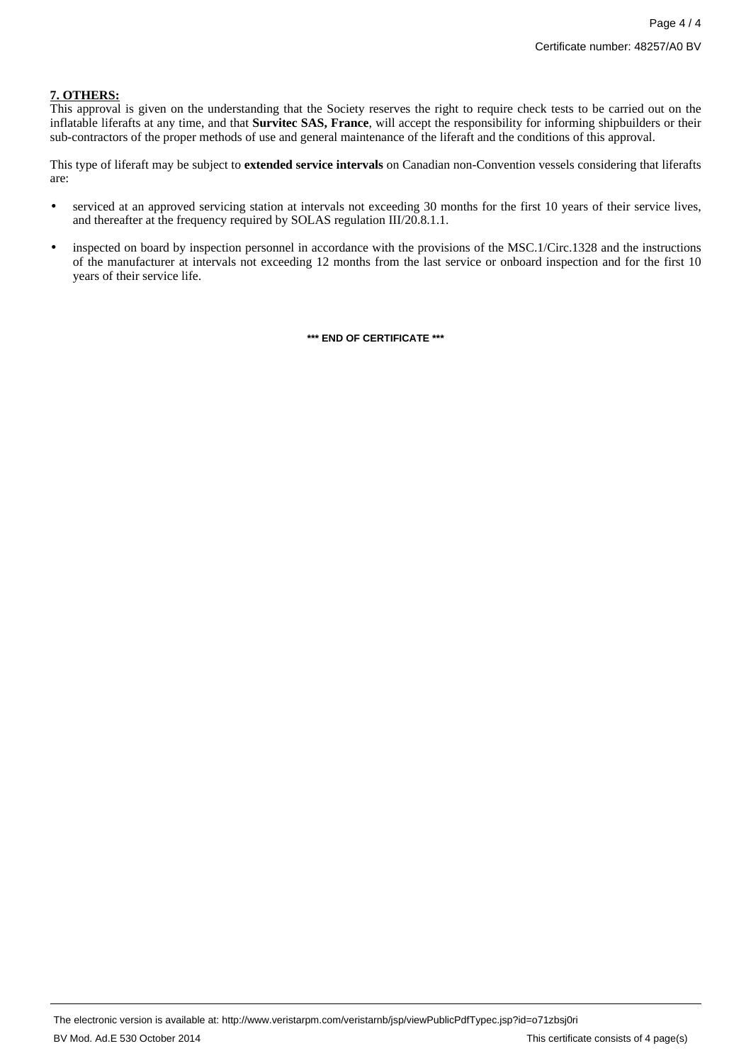## 7. OTHERS:

This approval is given on the understanding that the Society reserves the right to require check tests to be carried out on the inflatable liferafts at any time, and that **Survitec SAS, France**, will accept the responsibility for informing shipbuilders or their sub-contractors of the proper methods of use and general maintenance of the liferaft and the conditions of this approval.

This type of liferaft may be subject to **extended service intervals** on Canadian non-Convention vessels considering that liferafts are:

- serviced at an approved servicing station at intervals not exceeding 30 months for the first 10 years of their service lives, and thereafter at the frequency required by SOLAS regulation III/20.8.1.1.
- inspected on board by inspection personnel in accordance with the provisions of the MSC.1/Circ.1328 and the instructions of the manufacturer at intervals not exceeding 12 months from the last service or onboard inspection and for the first 10 years of their service life.

**\*\*\* END OF CERTIFICATE \*\*\***